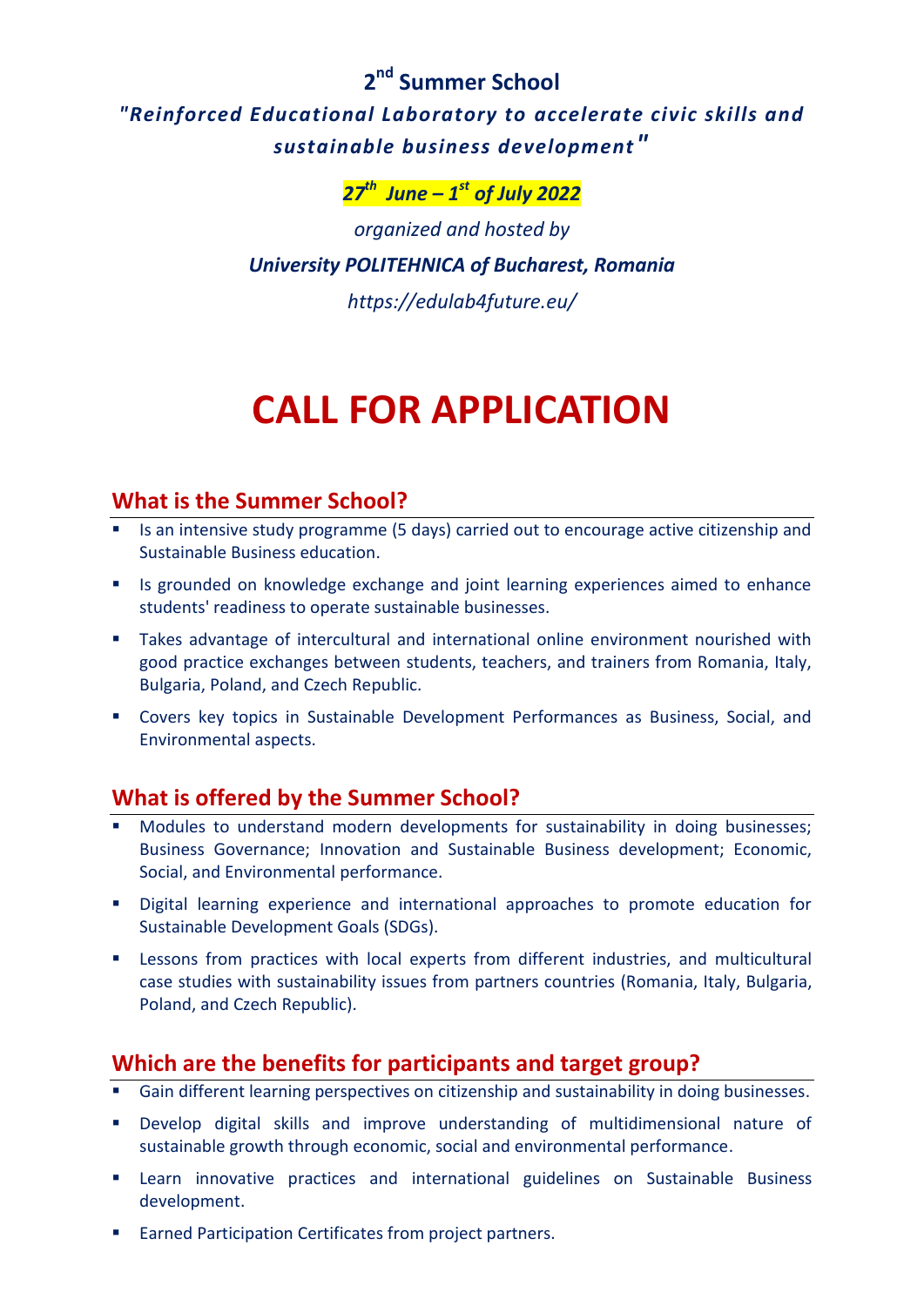## 2nd Summer School

***"Reinforced Educational Laboratory to accelerate civic skills and sustainable business development"***

***27th June – 1st of July 2022***

*organized and hosted by*

***University POLITEHNICA of Bucharest, Romania***

*https://edulab4future.eu/*

# CALL FOR APPLICATION

## What is the Summer School?

- Is an intensive study programme (5 days) carried out to encourage active citizenship and Sustainable Business education.
- Is grounded on knowledge exchange and joint learning experiences aimed to enhance students' readiness to operate sustainable businesses.
- Takes advantage of intercultural and international online environment nourished with good practice exchanges between students, teachers, and trainers from Romania, Italy, Bulgaria, Poland, and Czech Republic.
- Covers key topics in Sustainable Development Performances as Business, Social, and Environmental aspects.

## What is offered by the Summer School?

- Modules to understand modern developments for sustainability in doing businesses; Business Governance; Innovation and Sustainable Business development; Economic, Social, and Environmental performance.
- Digital learning experience and international approaches to promote education for Sustainable Development Goals (SDGs).
- Lessons from practices with local experts from different industries, and multicultural case studies with sustainability issues from partners countries (Romania, Italy, Bulgaria, Poland, and Czech Republic).

## Which are the benefits for participants and target group?

- Gain different learning perspectives on citizenship and sustainability in doing businesses.
- Develop digital skills and improve understanding of multidimensional nature of sustainable growth through economic, social and environmental performance.
- Learn innovative practices and international guidelines on Sustainable Business development.
- Earned Participation Certificates from project partners.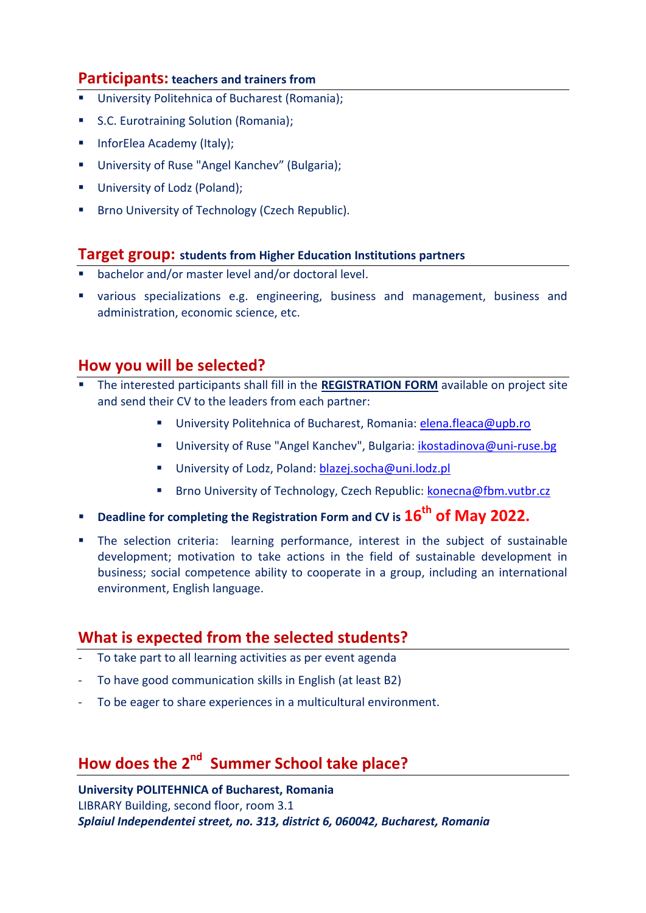## **Participants:** teachers and trainers from

- University Politehnica of Bucharest (Romania);
- S.C. Eurotraining Solution (Romania);
- InforElea Academy (Italy);
- University of Ruse "Angel Kanchev" (Bulgaria);
- University of Lodz (Poland);
- Brno University of Technology (Czech Republic).

## **Target group:** students from Higher Education Institutions partners

- bachelor and/or master level and/or doctoral level.
- various specializations e.g. engineering, business and management, business and administration, economic science, etc.

## How you will be selected?

- The interested participants shall fill in the **REGISTRATION FORM** available on project site and send their CV to the leaders from each partner:
    - University Politehnica of Bucharest, Romania: elena.fleaca@upb.ro
    - University of Ruse "Angel Kanchev", Bulgaria: ikostadinova@uni-ruse.bg
    - University of Lodz, Poland: blazej.socha@uni.lodz.pl
    - Brno University of Technology, Czech Republic: konecna@fbm.vutbr.cz
- **Deadline for completing the Registration Form and CV is 16th of May 2022.**
- The selection criteria: learning performance, interest in the subject of sustainable development; motivation to take actions in the field of sustainable development in business; social competence ability to cooperate in a group, including an international environment, English language.

## What is expected from the selected students?

- To take part to all learning activities as per event agenda
- To have good communication skills in English (at least B2)
- To be eager to share experiences in a multicultural environment.

## How does the 2nd Summer School take place?

**University POLITEHNICA of Bucharest, Romania**
LIBRARY Building, second floor, room 3.1
***Splaiul Independentei street, no. 313, district 6, 060042, Bucharest, Romania***